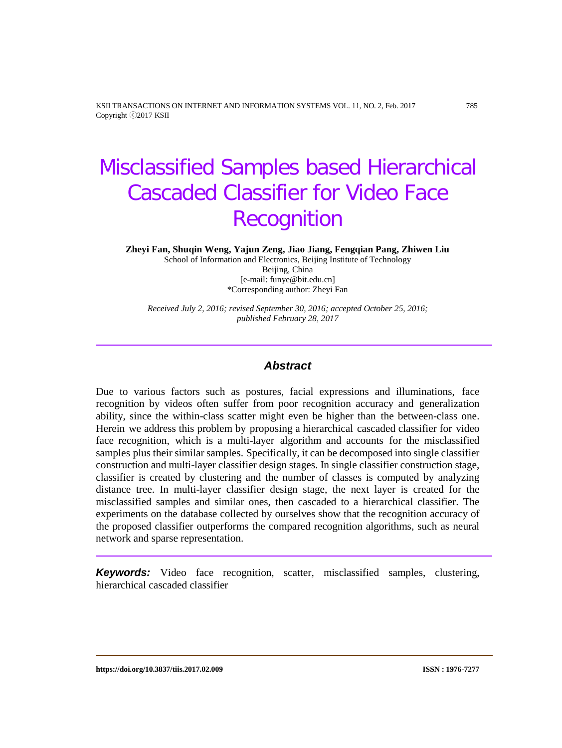# Misclassified Samples based Hierarchical Cascaded Classifier for Video Face Recognition

**Zheyi Fan, Shuqin Weng, Yajun Zeng, Jiao Jiang, Fengqian Pang, Zhiwen Liu**

School of Information and Electronics, Beijing Institute of Technology
Beijing, China
[e-mail: funye@bit.edu.cn]
*Corresponding author: Zheyi Fan

*Received July 2, 2016; revised September 30, 2016; accepted October 25, 2016; published February 28, 2017*

---

## *Abstract*

Due to various factors such as postures, facial expressions and illuminations, face recognition by videos often suffer from poor recognition accuracy and generalization ability, since the within-class scatter might even be higher than the between-class one. Herein we address this problem by proposing a hierarchical cascaded classifier for video face recognition, which is a multi-layer algorithm and accounts for the misclassified samples plus their similar samples. Specifically, it can be decomposed into single classifier construction and multi-layer classifier design stages. In single classifier construction stage, classifier is created by clustering and the number of classes is computed by analyzing distance tree. In multi-layer classifier design stage, the next layer is created for the misclassified samples and similar ones, then cascaded to a hierarchical classifier. The experiments on the database collected by ourselves show that the recognition accuracy of the proposed classifier outperforms the compared recognition algorithms, such as neural network and sparse representation.

---

***Keywords:*** Video face recognition, scatter, misclassified samples, clustering, hierarchical cascaded classifier

**https://doi.org/10.3837/tiis.2017.02.009** **ISSN : 1976-7277**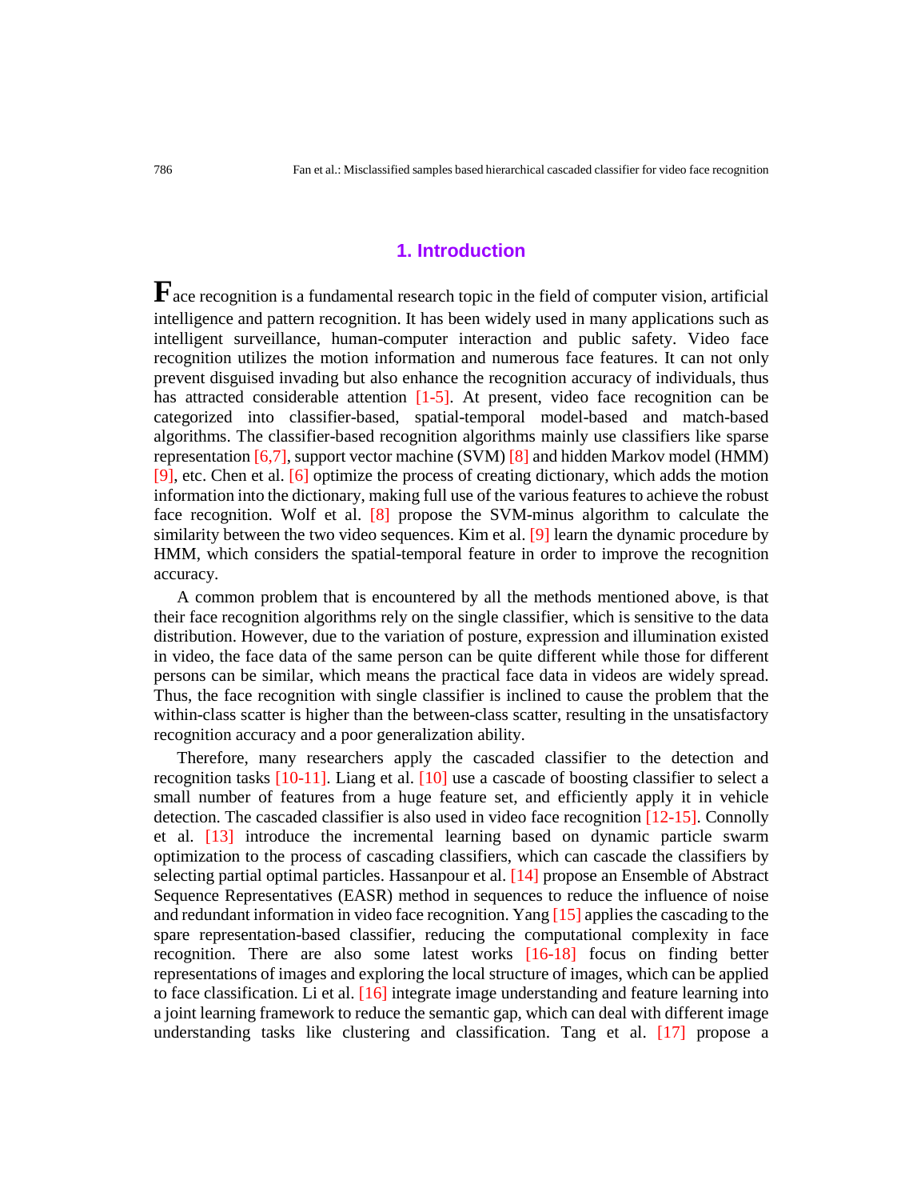## 1. Introduction

Face recognition is a fundamental research topic in the field of computer vision, artificial intelligence and pattern recognition. It has been widely used in many applications such as intelligent surveillance, human-computer interaction and public safety. Video face recognition utilizes the motion information and numerous face features. It can not only prevent disguised invading but also enhance the recognition accuracy of individuals, thus has attracted considerable attention [1-5]. At present, video face recognition can be categorized into classifier-based, spatial-temporal model-based and match-based algorithms. The classifier-based recognition algorithms mainly use classifiers like sparse representation [6,7], support vector machine (SVM) [8] and hidden Markov model (HMM) [9], etc. Chen et al. [6] optimize the process of creating dictionary, which adds the motion information into the dictionary, making full use of the various features to achieve the robust face recognition. Wolf et al. [8] propose the SVM-minus algorithm to calculate the similarity between the two video sequences. Kim et al. [9] learn the dynamic procedure by HMM, which considers the spatial-temporal feature in order to improve the recognition accuracy.

A common problem that is encountered by all the methods mentioned above, is that their face recognition algorithms rely on the single classifier, which is sensitive to the data distribution. However, due to the variation of posture, expression and illumination existed in video, the face data of the same person can be quite different while those for different persons can be similar, which means the practical face data in videos are widely spread. Thus, the face recognition with single classifier is inclined to cause the problem that the within-class scatter is higher than the between-class scatter, resulting in the unsatisfactory recognition accuracy and a poor generalization ability.

Therefore, many researchers apply the cascaded classifier to the detection and recognition tasks [10-11]. Liang et al. [10] use a cascade of boosting classifier to select a small number of features from a huge feature set, and efficiently apply it in vehicle detection. The cascaded classifier is also used in video face recognition [12-15]. Connolly et al. [13] introduce the incremental learning based on dynamic particle swarm optimization to the process of cascading classifiers, which can cascade the classifiers by selecting partial optimal particles. Hassanpour et al. [14] propose an Ensemble of Abstract Sequence Representatives (EASR) method in sequences to reduce the influence of noise and redundant information in video face recognition. Yang [15] applies the cascading to the spare representation-based classifier, reducing the computational complexity in face recognition. There are also some latest works [16-18] focus on finding better representations of images and exploring the local structure of images, which can be applied to face classification. Li et al. [16] integrate image understanding and feature learning into a joint learning framework to reduce the semantic gap, which can deal with different image understanding tasks like clustering and classification. Tang et al. [17] propose a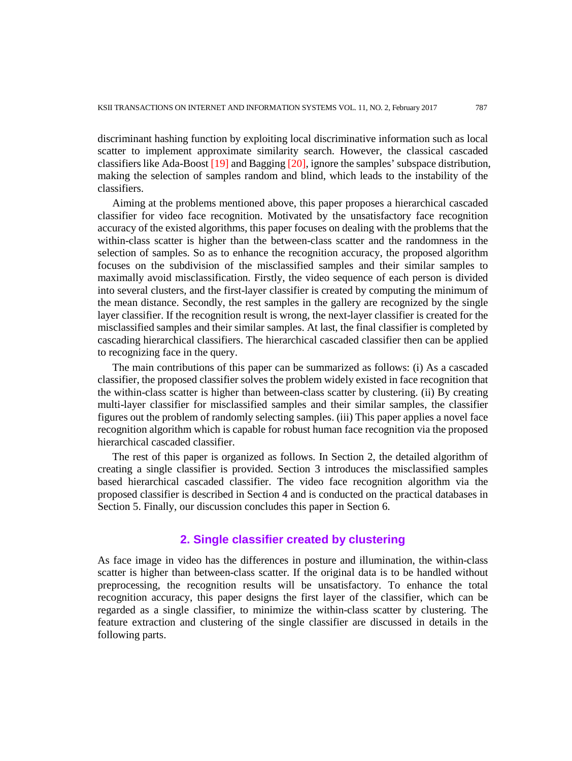discriminant hashing function by exploiting local discriminative information such as local scatter to implement approximate similarity search. However, the classical cascaded classifiers like Ada-Boost [19] and Bagging [20], ignore the samples' subspace distribution, making the selection of samples random and blind, which leads to the instability of the classifiers.

Aiming at the problems mentioned above, this paper proposes a hierarchical cascaded classifier for video face recognition. Motivated by the unsatisfactory face recognition accuracy of the existed algorithms, this paper focuses on dealing with the problems that the within-class scatter is higher than the between-class scatter and the randomness in the selection of samples. So as to enhance the recognition accuracy, the proposed algorithm focuses on the subdivision of the misclassified samples and their similar samples to maximally avoid misclassification. Firstly, the video sequence of each person is divided into several clusters, and the first-layer classifier is created by computing the minimum of the mean distance. Secondly, the rest samples in the gallery are recognized by the single layer classifier. If the recognition result is wrong, the next-layer classifier is created for the misclassified samples and their similar samples. At last, the final classifier is completed by cascading hierarchical classifiers. The hierarchical cascaded classifier then can be applied to recognizing face in the query.

The main contributions of this paper can be summarized as follows: (i) As a cascaded classifier, the proposed classifier solves the problem widely existed in face recognition that the within-class scatter is higher than between-class scatter by clustering. (ii) By creating multi-layer classifier for misclassified samples and their similar samples, the classifier figures out the problem of randomly selecting samples. (iii) This paper applies a novel face recognition algorithm which is capable for robust human face recognition via the proposed hierarchical cascaded classifier.

The rest of this paper is organized as follows. In Section 2, the detailed algorithm of creating a single classifier is provided. Section 3 introduces the misclassified samples based hierarchical cascaded classifier. The video face recognition algorithm via the proposed classifier is described in Section 4 and is conducted on the practical databases in Section 5. Finally, our discussion concludes this paper in Section 6.

## 2. Single classifier created by clustering

As face image in video has the differences in posture and illumination, the within-class scatter is higher than between-class scatter. If the original data is to be handled without preprocessing, the recognition results will be unsatisfactory. To enhance the total recognition accuracy, this paper designs the first layer of the classifier, which can be regarded as a single classifier, to minimize the within-class scatter by clustering. The feature extraction and clustering of the single classifier are discussed in details in the following parts.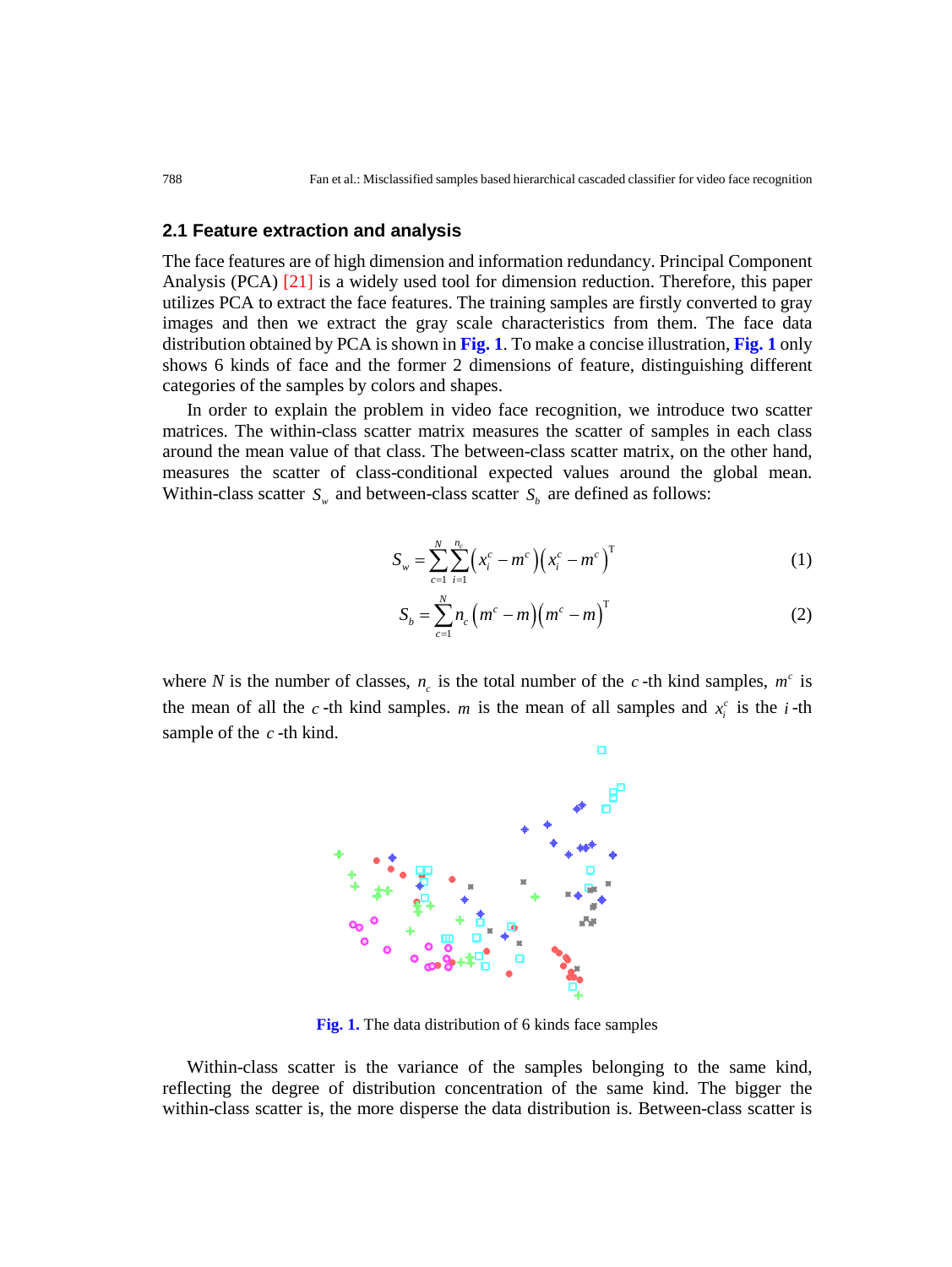## 2.1 Feature extraction and analysis

The face features are of high dimension and information redundancy. Principal Component Analysis (PCA) [21] is a widely used tool for dimension reduction. Therefore, this paper utilizes PCA to extract the face features. The training samples are firstly converted to gray images and then we extract the gray scale characteristics from them. The face data distribution obtained by PCA is shown in **Fig. 1**. To make a concise illustration, **Fig. 1** only shows 6 kinds of face and the former 2 dimensions of feature, distinguishing different categories of the samples by colors and shapes.

In order to explain the problem in video face recognition, we introduce two scatter matrices. The within-class scatter matrix measures the scatter of samples in each class around the mean value of that class. The between-class scatter matrix, on the other hand, measures the scatter of class-conditional expected values around the global mean. Within-class scatter $S_w$ and between-class scatter $S_b$ are defined as follows:

$$S_w = \sum_{c=1}^{N} \sum_{i=1}^{n_c} \left(x_i^c - m^c\right)\left(x_i^c - m^c\right)^{\mathrm{T}} \tag{1}$$

$$S_b = \sum_{c=1}^{N} n_c \left(m^c - m\right)\left(m^c - m\right)^{\mathrm{T}} \tag{2}$$

where $N$ is the number of classes, $n_c$ is the total number of the $c$-th kind samples, $m^c$ is the mean of all the $c$-th kind samples. $m$ is the mean of all samples and $x_i^c$ is the $i$-th sample of the $c$-th kind.

**Fig. 1.** The data distribution of 6 kinds face samples

Within-class scatter is the variance of the samples belonging to the same kind, reflecting the degree of distribution concentration of the same kind. The bigger the within-class scatter is, the more disperse the data distribution is. Between-class scatter is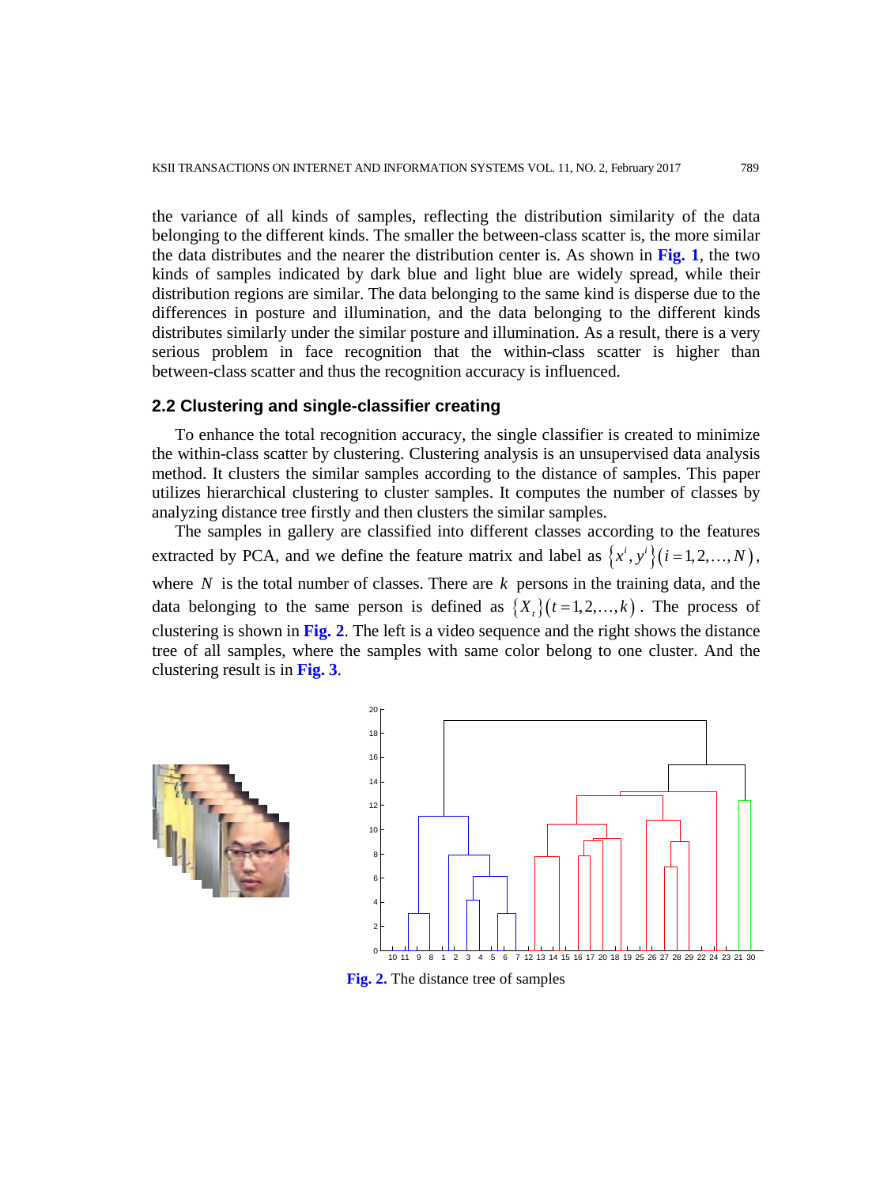the variance of all kinds of samples, reflecting the distribution similarity of the data belonging to the different kinds. The smaller the between-class scatter is, the more similar the data distributes and the nearer the distribution center is. As shown in **Fig. 1**, the two kinds of samples indicated by dark blue and light blue are widely spread, while their distribution regions are similar. The data belonging to the same kind is disperse due to the differences in posture and illumination, and the data belonging to the different kinds distributes similarly under the similar posture and illumination. As a result, there is a very serious problem in face recognition that the within-class scatter is higher than between-class scatter and thus the recognition accuracy is influenced.

## 2.2 Clustering and single-classifier creating

To enhance the total recognition accuracy, the single classifier is created to minimize the within-class scatter by clustering. Clustering analysis is an unsupervised data analysis method. It clusters the similar samples according to the distance of samples. This paper utilizes hierarchical clustering to cluster samples. It computes the number of classes by analyzing distance tree firstly and then clusters the similar samples.

The samples in gallery are classified into different classes according to the features extracted by PCA, and we define the feature matrix and label as $\{x^i, y^i\}(i=1,2,\ldots,N)$, where $N$ is the total number of classes. There are $k$ persons in the training data, and the data belonging to the same person is defined as $\{X_t\}(t=1,2,\ldots,k)$. The process of clustering is shown in **Fig. 2**. The left is a video sequence and the right shows the distance tree of all samples, where the samples with same color belong to one cluster. And the clustering result is in **Fig. 3**.

**Fig. 2.** The distance tree of samples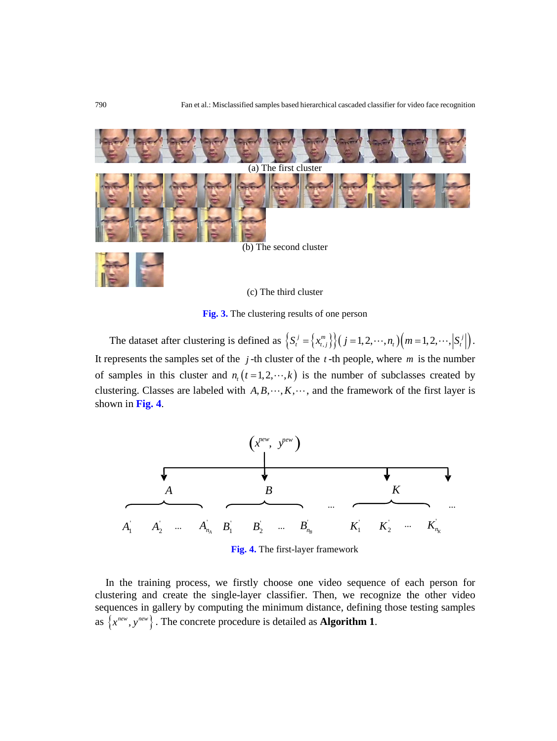(a) The first cluster

(b) The second cluster

(c) The third cluster

**Fig. 3.** The clustering results of one person

The dataset after clustering is defined as $\left\{S_t^j = \left\{x_{t,j}^m\right\}\right\}\left(j = 1, 2, \cdots, n_t\right)\left(m = 1, 2, \cdots, \left|S_t^j\right|\right)$. It represents the samples set of the $j$-th cluster of the $t$-th people, where $m$ is the number of samples in this cluster and $n_t\left(t = 1, 2, \cdots, k\right)$ is the number of subclasses created by clustering. Classes are labeled with $A, B, \cdots, K, \cdots$, and the framework of the first layer is shown in **Fig. 4**.

$\left(x^{new}, y^{new}\right)$

$A$: $A_1^{'}$, $A_2^{'}$, ..., $A_{n_A}^{'}$ $\quad$ $B$: $B_1^{'}$, $B_2^{'}$, ..., $B_{n_B}^{'}$ $\quad$ ... $\quad$ $K$: $K_1^{'}$, $K_2^{'}$, ..., $K_{n_K}^{'}$ $\quad$ ...

**Fig. 4.** The first-layer framework

In the training process, we firstly choose one video sequence of each person for clustering and create the single-layer classifier. Then, we recognize the other video sequences in gallery by computing the minimum distance, defining those testing samples as $\left\{x^{new}, y^{new}\right\}$. The concrete procedure is detailed as **Algorithm 1**.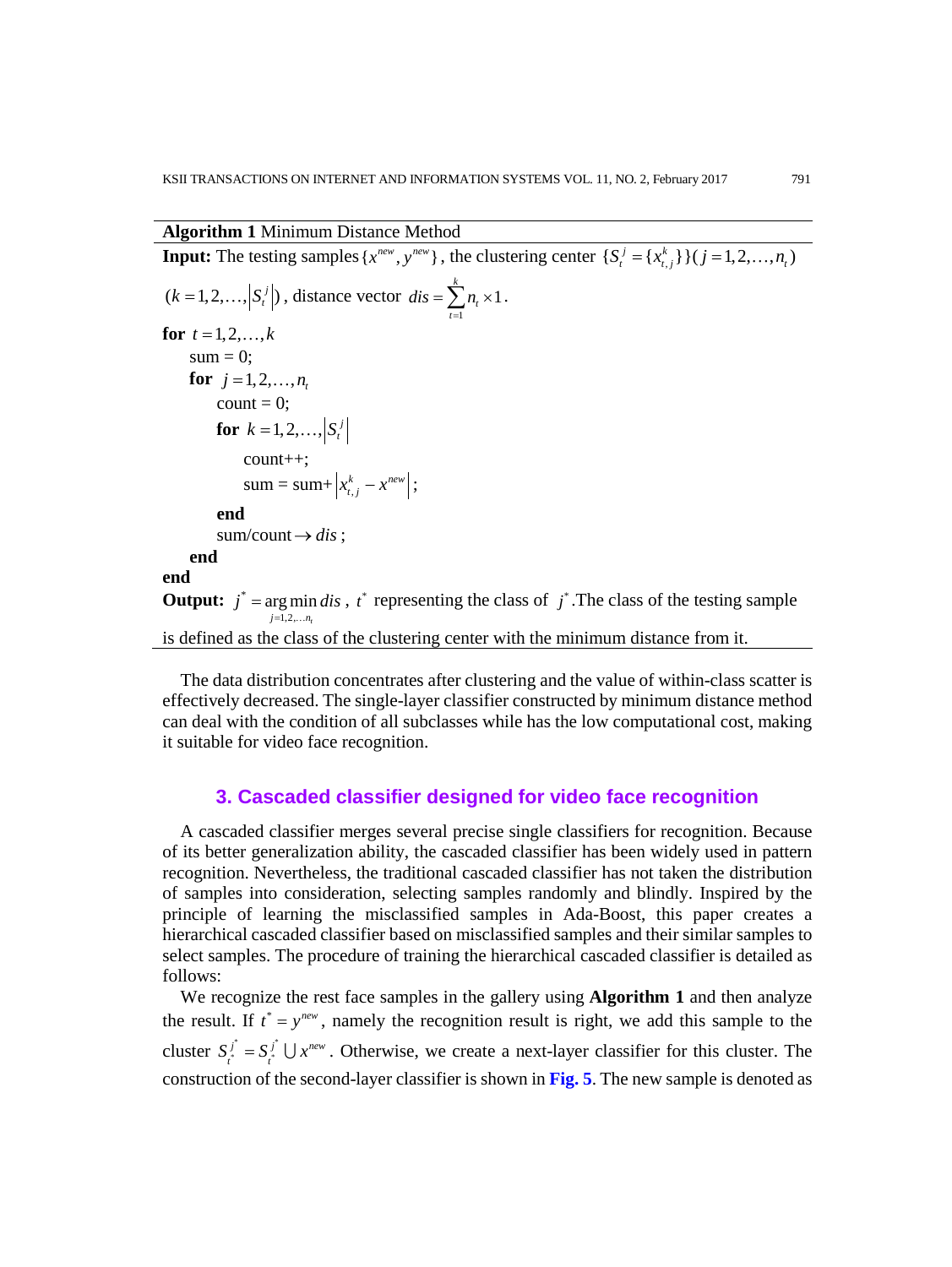**Algorithm 1** Minimum Distance Method

**Input:** The testing samples $\{x^{new}, y^{new}\}$, the clustering center $\{S_t^j = \{x_{t,j}^k\}\}(j = 1, 2, \ldots, n_t)$ $(k = 1, 2, \ldots, |S_t^j|)$, distance vector $dis = \sum_{t=1}^{k} n_t \times 1$.

**for** $t = 1, 2, \ldots, k$

  sum = 0;

  **for** $j = 1, 2, \ldots, n_t$

    count = 0;

    **for** $k = 1, 2, \ldots, |S_t^j|$

      count++;

      sum = sum+ $|x_{t,j}^k - x^{new}|$;

    **end**

    sum/count $\rightarrow dis$;

  **end**

**end**

**Output:** $j^* = \arg\min_{j=1,2,\ldots n_t} dis$, $t^*$ representing the class of $j^*$.The class of the testing sample is defined as the class of the clustering center with the minimum distance from it.

The data distribution concentrates after clustering and the value of within-class scatter is effectively decreased. The single-layer classifier constructed by minimum distance method can deal with the condition of all subclasses while has the low computational cost, making it suitable for video face recognition.

## 3. Cascaded classifier designed for video face recognition

A cascaded classifier merges several precise single classifiers for recognition. Because of its better generalization ability, the cascaded classifier has been widely used in pattern recognition. Nevertheless, the traditional cascaded classifier has not taken the distribution of samples into consideration, selecting samples randomly and blindly. Inspired by the principle of learning the misclassified samples in Ada-Boost, this paper creates a hierarchical cascaded classifier based on misclassified samples and their similar samples to select samples. The procedure of training the hierarchical cascaded classifier is detailed as follows:

We recognize the rest face samples in the gallery using **Algorithm 1** and then analyze the result. If $t^* = y^{new}$, namely the recognition result is right, we add this sample to the cluster $S_{t^*}^{j^*} = S_{t^*}^{j^*} \cup x^{new}$. Otherwise, we create a next-layer classifier for this cluster. The construction of the second-layer classifier is shown in **Fig. 5**. The new sample is denoted as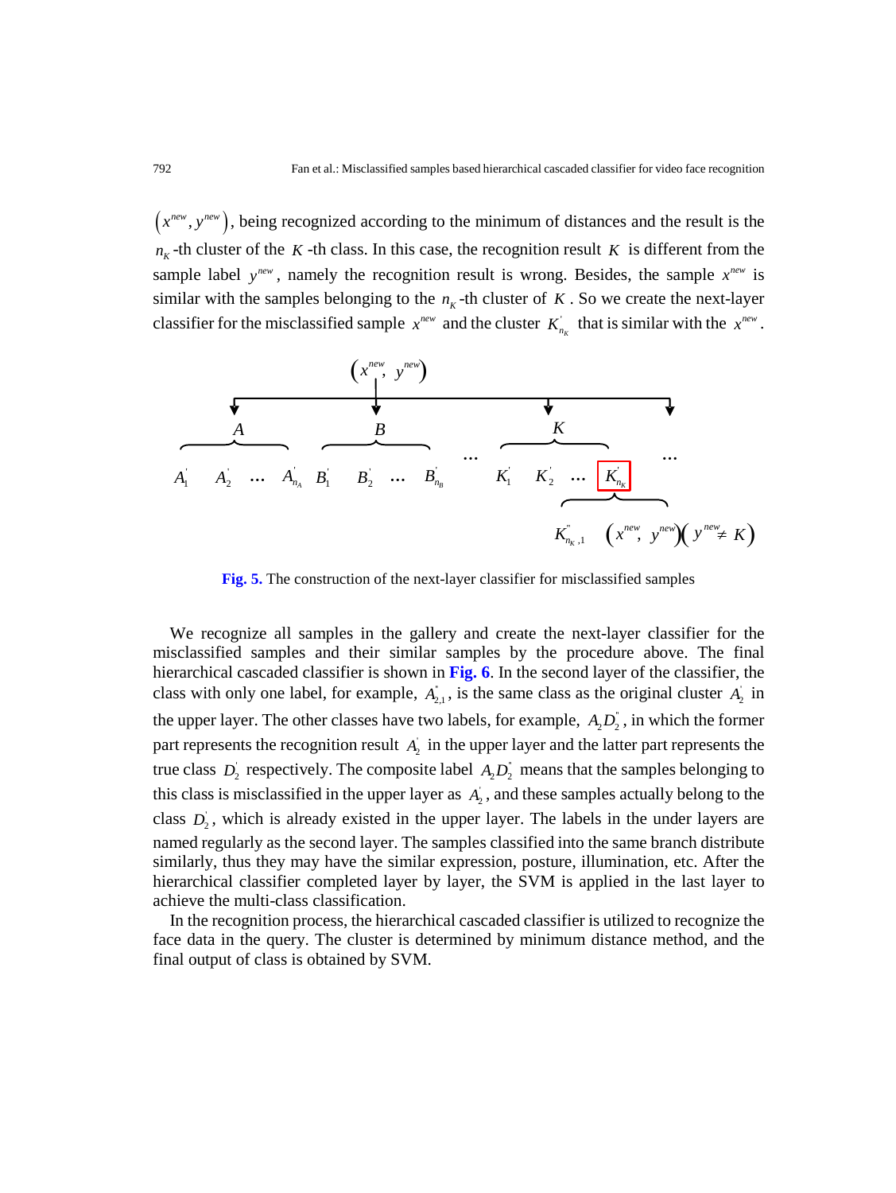$\left(x^{new}, y^{new}\right)$, being recognized according to the minimum of distances and the result is the $n_K$-th cluster of the $K$-th class. In this case, the recognition result $K$ is different from the sample label $y^{new}$, namely the recognition result is wrong. Besides, the sample $x^{new}$ is similar with the samples belonging to the $n_K$-th cluster of $K$. So we create the next-layer classifier for the misclassified sample $x^{new}$ and the cluster $K'_{n_K}$ that is similar with the $x^{new}$.

**Fig. 5.** The construction of the next-layer classifier for misclassified samples

We recognize all samples in the gallery and create the next-layer classifier for the misclassified samples and their similar samples by the procedure above. The final hierarchical cascaded classifier is shown in **Fig. 6**. In the second layer of the classifier, the class with only one label, for example, $A''_{2,1}$, is the same class as the original cluster $A'_2$ in the upper layer. The other classes have two labels, for example, $A_2D''_2$, in which the former part represents the recognition result $A'_2$ in the upper layer and the latter part represents the true class $D'_2$ respectively. The composite label $A_2D''_2$ means that the samples belonging to this class is misclassified in the upper layer as $A'_2$, and these samples actually belong to the class $D'_2$, which is already existed in the upper layer. The labels in the under layers are named regularly as the second layer. The samples classified into the same branch distribute similarly, thus they may have the similar expression, posture, illumination, etc. After the hierarchical classifier completed layer by layer, the SVM is applied in the last layer to achieve the multi-class classification.

In the recognition process, the hierarchical cascaded classifier is utilized to recognize the face data in the query. The cluster is determined by minimum distance method, and the final output of class is obtained by SVM.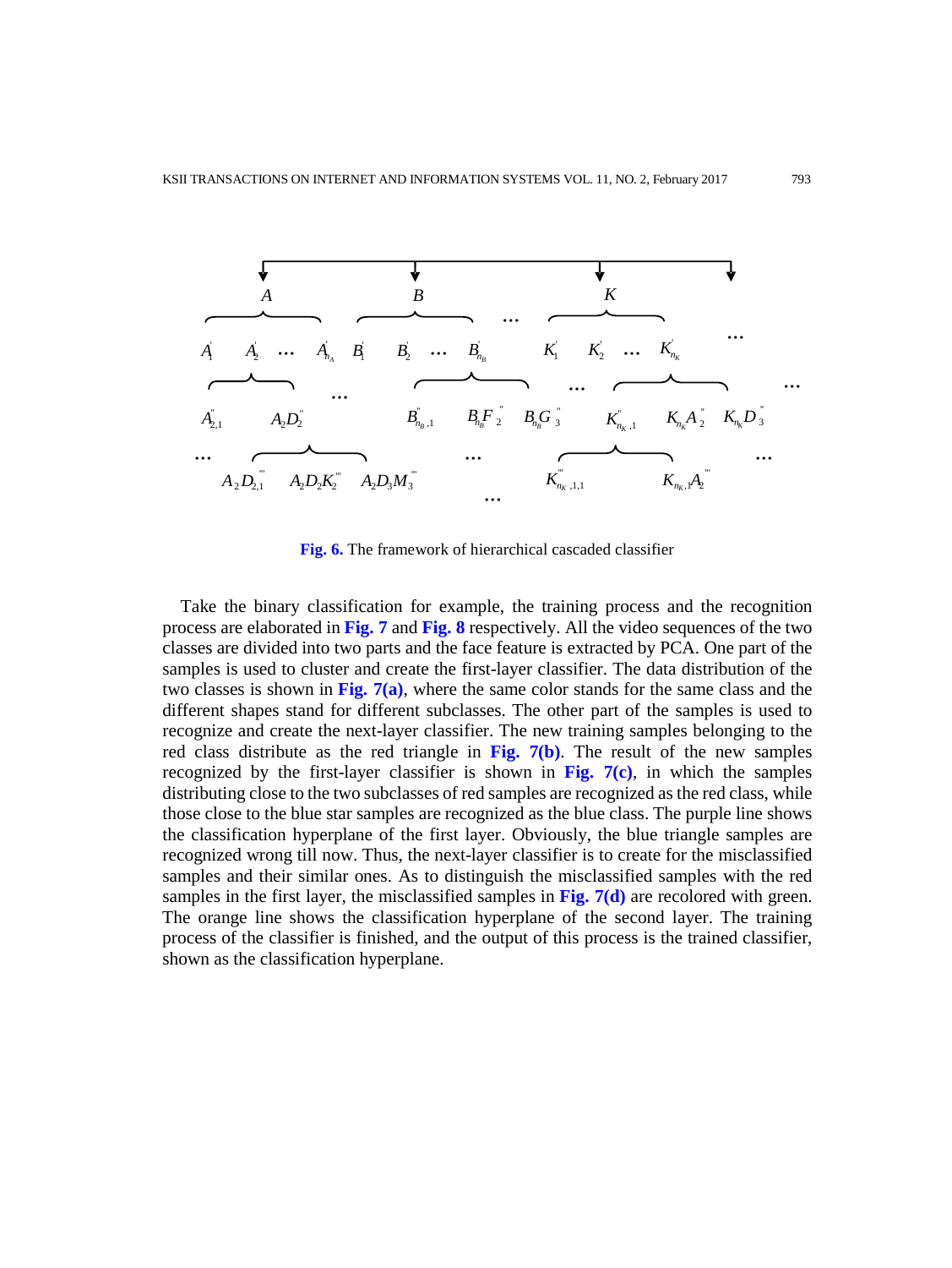**Fig. 6.** The framework of hierarchical cascaded classifier

Take the binary classification for example, the training process and the recognition process are elaborated in **Fig. 7** and **Fig. 8** respectively. All the video sequences of the two classes are divided into two parts and the face feature is extracted by PCA. One part of the samples is used to cluster and create the first-layer classifier. The data distribution of the two classes is shown in **Fig. 7(a)**, where the same color stands for the same class and the different shapes stand for different subclasses. The other part of the samples is used to recognize and create the next-layer classifier. The new training samples belonging to the red class distribute as the red triangle in **Fig. 7(b)**. The result of the new samples recognized by the first-layer classifier is shown in **Fig. 7(c)**, in which the samples distributing close to the two subclasses of red samples are recognized as the red class, while those close to the blue star samples are recognized as the blue class. The purple line shows the classification hyperplane of the first layer. Obviously, the blue triangle samples are recognized wrong till now. Thus, the next-layer classifier is to create for the misclassified samples and their similar ones. As to distinguish the misclassified samples with the red samples in the first layer, the misclassified samples in **Fig. 7(d)** are recolored with green. The orange line shows the classification hyperplane of the second layer. The training process of the classifier is finished, and the output of this process is the trained classifier, shown as the classification hyperplane.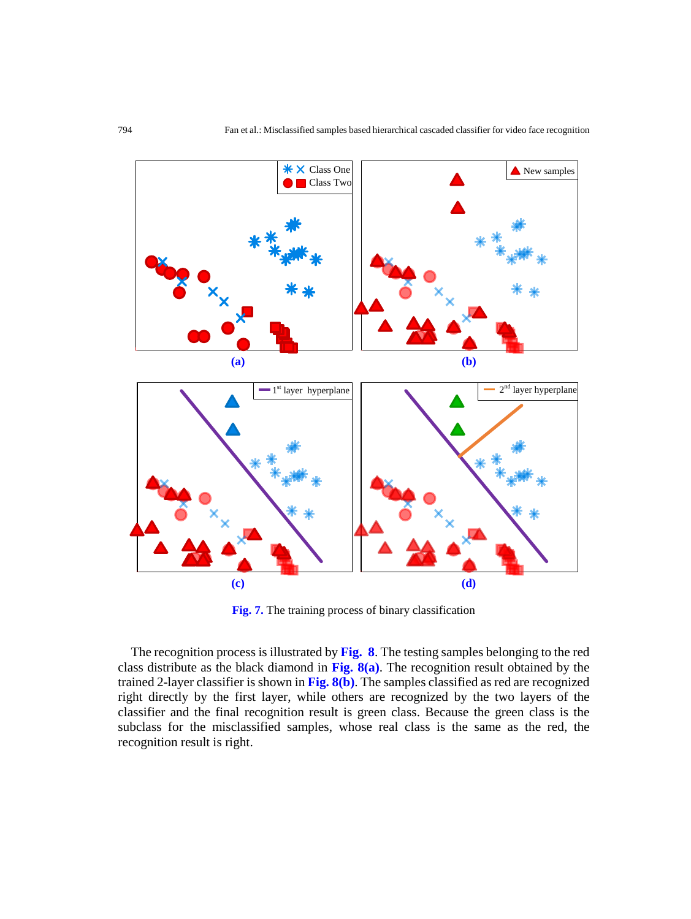Fig. 7. The training process of binary classification

The recognition process is illustrated by **Fig. 8**. The testing samples belonging to the red class distribute as the black diamond in **Fig. 8(a)**. The recognition result obtained by the trained 2-layer classifier is shown in **Fig. 8(b)**. The samples classified as red are recognized right directly by the first layer, while others are recognized by the two layers of the classifier and the final recognition result is green class. Because the green class is the subclass for the misclassified samples, whose real class is the same as the red, the recognition result is right.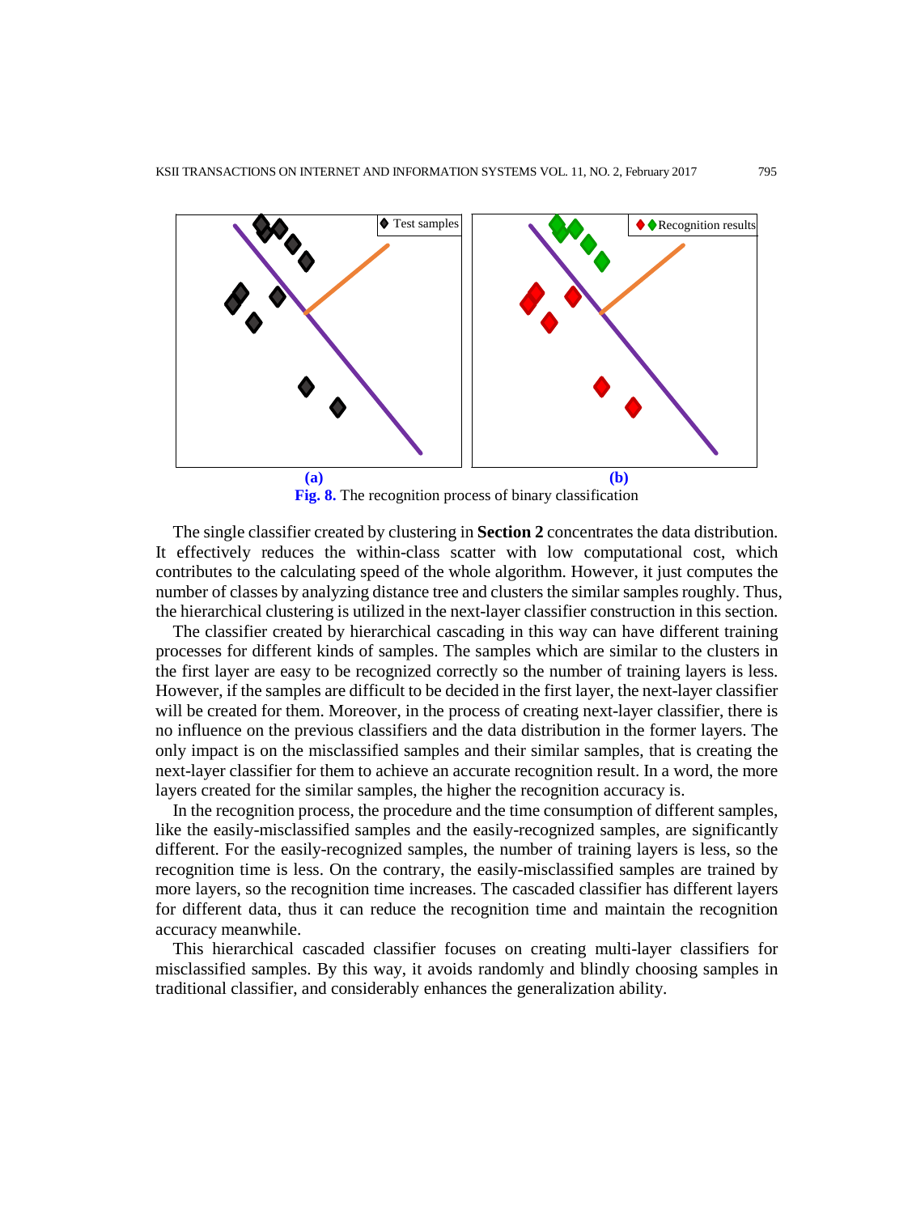**Fig. 8.** The recognition process of binary classification

The single classifier created by clustering in **Section 2** concentrates the data distribution. It effectively reduces the within-class scatter with low computational cost, which contributes to the calculating speed of the whole algorithm. However, it just computes the number of classes by analyzing distance tree and clusters the similar samples roughly. Thus, the hierarchical clustering is utilized in the next-layer classifier construction in this section.

The classifier created by hierarchical cascading in this way can have different training processes for different kinds of samples. The samples which are similar to the clusters in the first layer are easy to be recognized correctly so the number of training layers is less. However, if the samples are difficult to be decided in the first layer, the next-layer classifier will be created for them. Moreover, in the process of creating next-layer classifier, there is no influence on the previous classifiers and the data distribution in the former layers. The only impact is on the misclassified samples and their similar samples, that is creating the next-layer classifier for them to achieve an accurate recognition result. In a word, the more layers created for the similar samples, the higher the recognition accuracy is.

In the recognition process, the procedure and the time consumption of different samples, like the easily-misclassified samples and the easily-recognized samples, are significantly different. For the easily-recognized samples, the number of training layers is less, so the recognition time is less. On the contrary, the easily-misclassified samples are trained by more layers, so the recognition time increases. The cascaded classifier has different layers for different data, thus it can reduce the recognition time and maintain the recognition accuracy meanwhile.

This hierarchical cascaded classifier focuses on creating multi-layer classifiers for misclassified samples. By this way, it avoids randomly and blindly choosing samples in traditional classifier, and considerably enhances the generalization ability.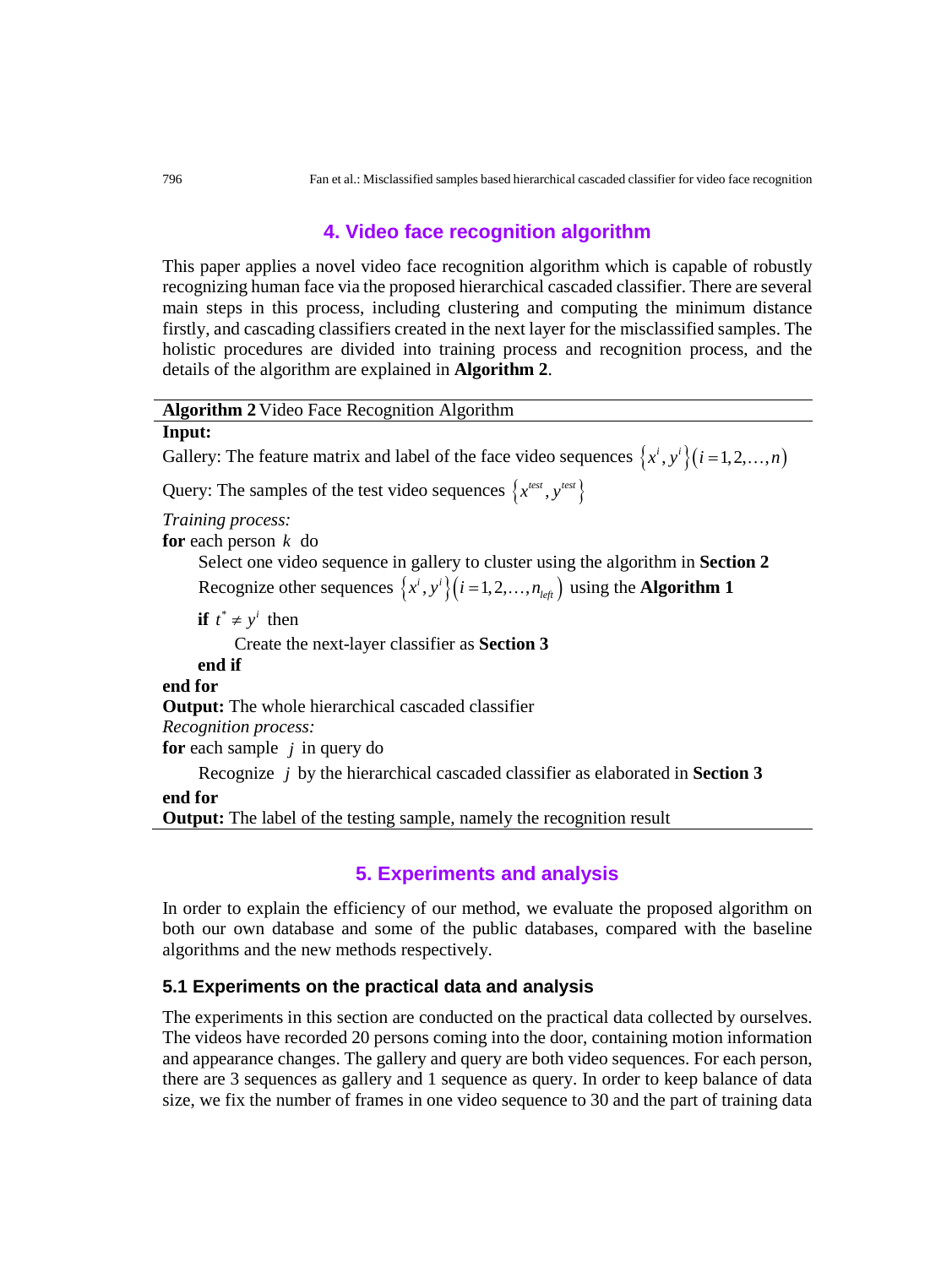## 4. Video face recognition algorithm

This paper applies a novel video face recognition algorithm which is capable of robustly recognizing human face via the proposed hierarchical cascaded classifier. There are several main steps in this process, including clustering and computing the minimum distance firstly, and cascading classifiers created in the next layer for the misclassified samples. The holistic procedures are divided into training process and recognition process, and the details of the algorithm are explained in **Algorithm 2**.

---

**Algorithm 2** Video Face Recognition Algorithm

---

**Input:**

Gallery: The feature matrix and label of the face video sequences $\left\{x^i, y^i\right\}\left(i=1,2,\ldots,n\right)$

Query: The samples of the test video sequences $\left\{x^{test}, y^{test}\right\}$

*Training process:*

**for** each person $k$ do

  Select one video sequence in gallery to cluster using the algorithm in **Section 2**

  Recognize other sequences $\left\{x^i, y^i\right\}\left(i=1,2,\ldots,n_{left}\right)$ using the **Algorithm 1**

  **if** $t^* \neq y^i$ then

    Create the next-layer classifier as **Section 3**

  **end if**

**end for**

**Output:** The whole hierarchical cascaded classifier

*Recognition process:*

**for** each sample $j$ in query do

  Recognize $j$ by the hierarchical cascaded classifier as elaborated in **Section 3**

**end for**

**Output:** The label of the testing sample, namely the recognition result

---

## 5. Experiments and analysis

In order to explain the efficiency of our method, we evaluate the proposed algorithm on both our own database and some of the public databases, compared with the baseline algorithms and the new methods respectively.

### 5.1 Experiments on the practical data and analysis

The experiments in this section are conducted on the practical data collected by ourselves. The videos have recorded 20 persons coming into the door, containing motion information and appearance changes. The gallery and query are both video sequences. For each person, there are 3 sequences as gallery and 1 sequence as query. In order to keep balance of data size, we fix the number of frames in one video sequence to 30 and the part of training data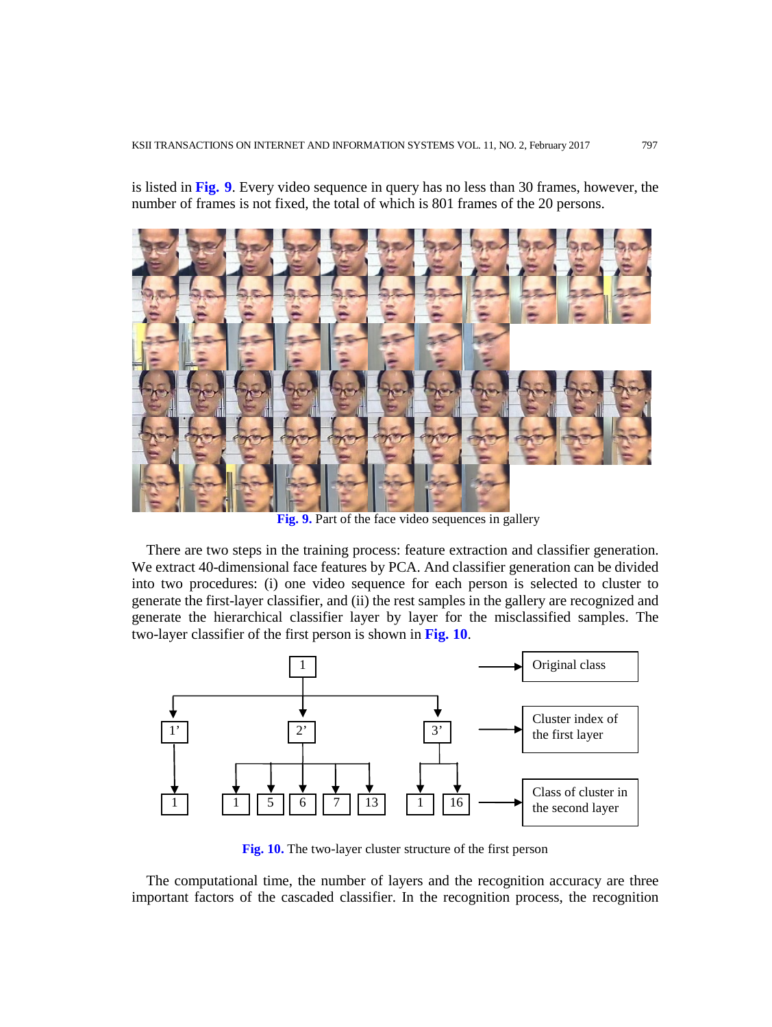is listed in **Fig. 9**. Every video sequence in query has no less than 30 frames, however, the number of frames is not fixed, the total of which is 801 frames of the 20 persons.

**Fig. 9.** Part of the face video sequences in gallery

There are two steps in the training process: feature extraction and classifier generation. We extract 40-dimensional face features by PCA. And classifier generation can be divided into two procedures: (i) one video sequence for each person is selected to cluster to generate the first-layer classifier, and (ii) the rest samples in the gallery are recognized and generate the hierarchical classifier layer by layer for the misclassified samples. The two-layer classifier of the first person is shown in **Fig. 10**.

**Fig. 10.** The two-layer cluster structure of the first person

The computational time, the number of layers and the recognition accuracy are three important factors of the cascaded classifier. In the recognition process, the recognition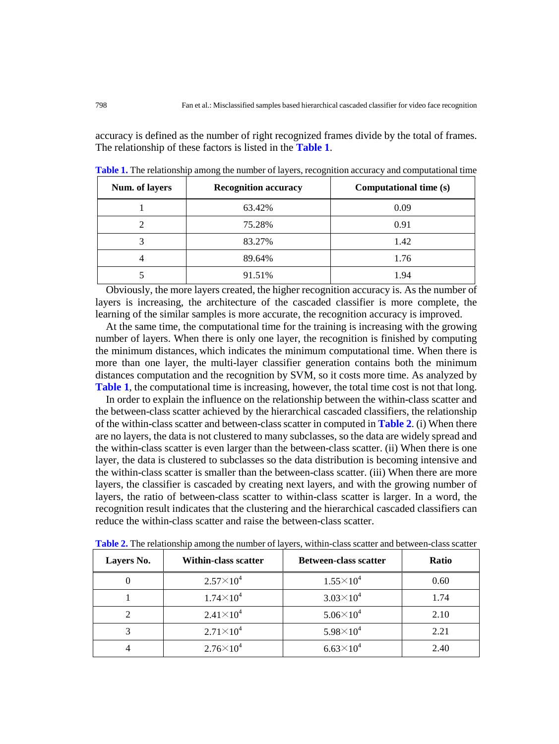accuracy is defined as the number of right recognized frames divide by the total of frames. The relationship of these factors is listed in the **Table 1**.

**Table 1.** The relationship among the number of layers, recognition accuracy and computational time

| Num. of layers | Recognition accuracy | Computational time (s) |
|---|---|---|
| 1 | 63.42% | 0.09 |
| 2 | 75.28% | 0.91 |
| 3 | 83.27% | 1.42 |
| 4 | 89.64% | 1.76 |
| 5 | 91.51% | 1.94 |

Obviously, the more layers created, the higher recognition accuracy is. As the number of layers is increasing, the architecture of the cascaded classifier is more complete, the learning of the similar samples is more accurate, the recognition accuracy is improved.

At the same time, the computational time for the training is increasing with the growing number of layers. When there is only one layer, the recognition is finished by computing the minimum distances, which indicates the minimum computational time. When there is more than one layer, the multi-layer classifier generation contains both the minimum distances computation and the recognition by SVM, so it costs more time. As analyzed by **Table 1**, the computational time is increasing, however, the total time cost is not that long.

In order to explain the influence on the relationship between the within-class scatter and the between-class scatter achieved by the hierarchical cascaded classifiers, the relationship of the within-class scatter and between-class scatter in computed in **Table 2**. (i) When there are no layers, the data is not clustered to many subclasses, so the data are widely spread and the within-class scatter is even larger than the between-class scatter. (ii) When there is one layer, the data is clustered to subclasses so the data distribution is becoming intensive and the within-class scatter is smaller than the between-class scatter. (iii) When there are more layers, the classifier is cascaded by creating next layers, and with the growing number of layers, the ratio of between-class scatter to within-class scatter is larger. In a word, the recognition result indicates that the clustering and the hierarchical cascaded classifiers can reduce the within-class scatter and raise the between-class scatter.

**Table 2.** The relationship among the number of layers, within-class scatter and between-class scatter

| Layers No. | Within-class scatter | Between-class scatter | Ratio |
|---|---|---|---|
| 0 | $2.57\times10^4$ | $1.55\times10^4$ | 0.60 |
| 1 | $1.74\times10^4$ | $3.03\times10^4$ | 1.74 |
| 2 | $2.41\times10^4$ | $5.06\times10^4$ | 2.10 |
| 3 | $2.71\times10^4$ | $5.98\times10^4$ | 2.21 |
| 4 | $2.76\times10^4$ | $6.63\times10^4$ | 2.40 |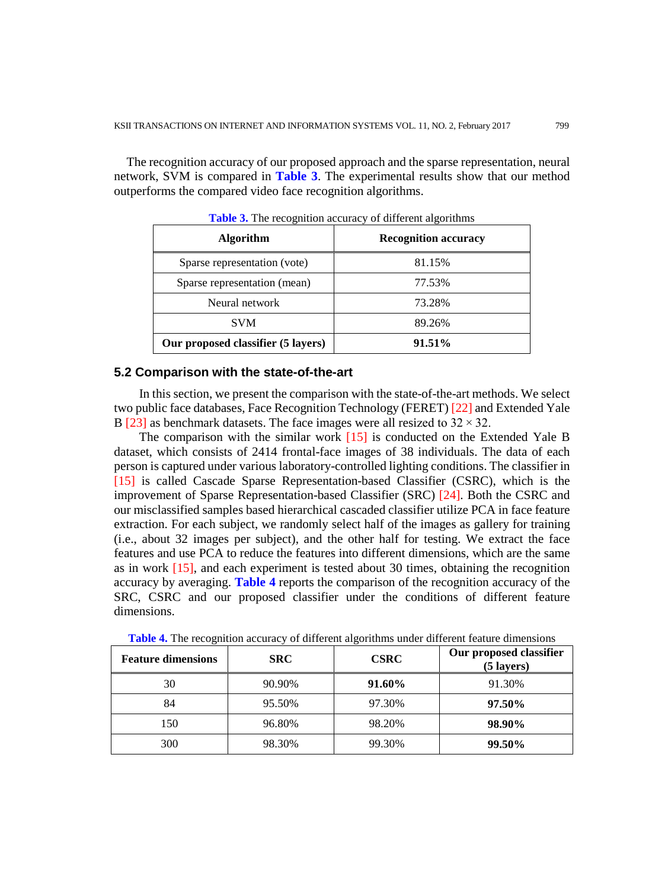The recognition accuracy of our proposed approach and the sparse representation, neural network, SVM is compared in **Table 3**. The experimental results show that our method outperforms the compared video face recognition algorithms.

**Table 3.** The recognition accuracy of different algorithms

| Algorithm | Recognition accuracy |
|---|---|
| Sparse representation (vote) | 81.15% |
| Sparse representation (mean) | 77.53% |
| Neural network | 73.28% |
| SVM | 89.26% |
| **Our proposed classifier (5 layers)** | **91.51%** |

### 5.2 Comparison with the state-of-the-art

In this section, we present the comparison with the state-of-the-art methods. We select two public face databases, Face Recognition Technology (FERET) [22] and Extended Yale B [23] as benchmark datasets. The face images were all resized to $32 \times 32$.

The comparison with the similar work [15] is conducted on the Extended Yale B dataset, which consists of 2414 frontal-face images of 38 individuals. The data of each person is captured under various laboratory-controlled lighting conditions. The classifier in [15] is called Cascade Sparse Representation-based Classifier (CSRC), which is the improvement of Sparse Representation-based Classifier (SRC) [24]. Both the CSRC and our misclassified samples based hierarchical cascaded classifier utilize PCA in face feature extraction. For each subject, we randomly select half of the images as gallery for training (i.e., about 32 images per subject), and the other half for testing. We extract the face features and use PCA to reduce the features into different dimensions, which are the same as in work [15], and each experiment is tested about 30 times, obtaining the recognition accuracy by averaging. **Table 4** reports the comparison of the recognition accuracy of the SRC, CSRC and our proposed classifier under the conditions of different feature dimensions.

**Table 4.** The recognition accuracy of different algorithms under different feature dimensions

| Feature dimensions | SRC | CSRC | Our proposed classifier (5 layers) |
|---|---|---|---|
| 30 | 90.90% | **91.60%** | 91.30% |
| 84 | 95.50% | 97.30% | **97.50%** |
| 150 | 96.80% | 98.20% | **98.90%** |
| 300 | 98.30% | 99.30% | **99.50%** |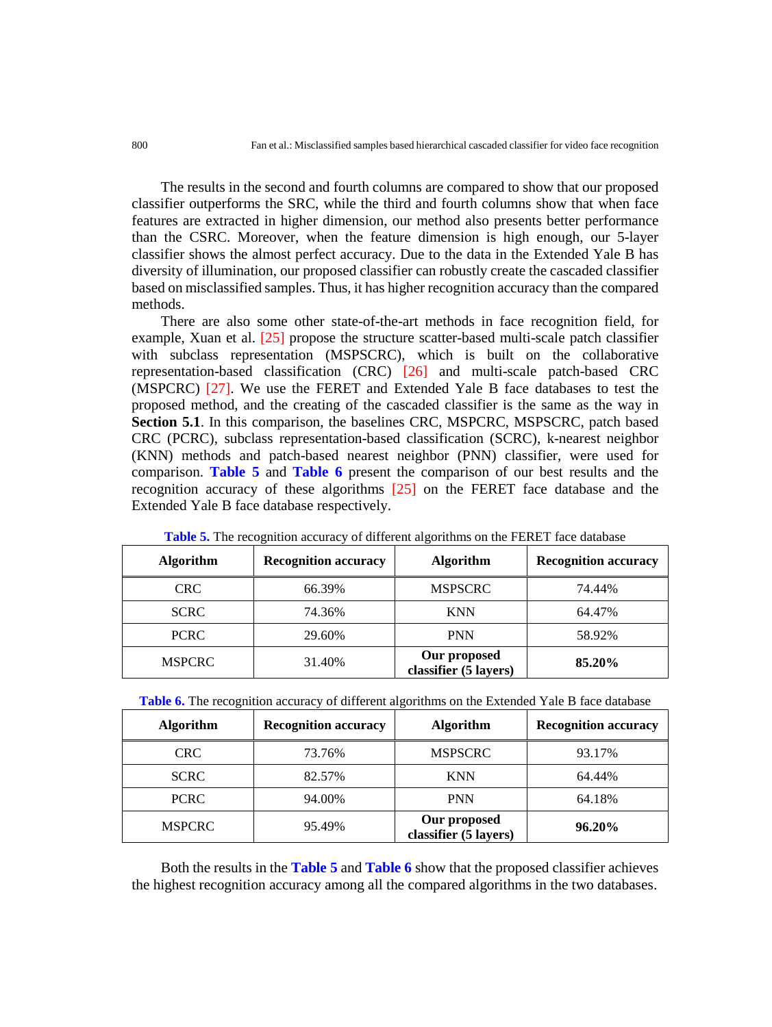The results in the second and fourth columns are compared to show that our proposed classifier outperforms the SRC, while the third and fourth columns show that when face features are extracted in higher dimension, our method also presents better performance than the CSRC. Moreover, when the feature dimension is high enough, our 5-layer classifier shows the almost perfect accuracy. Due to the data in the Extended Yale B has diversity of illumination, our proposed classifier can robustly create the cascaded classifier based on misclassified samples. Thus, it has higher recognition accuracy than the compared methods.

There are also some other state-of-the-art methods in face recognition field, for example, Xuan et al. [25] propose the structure scatter-based multi-scale patch classifier with subclass representation (MSPSCRC), which is built on the collaborative representation-based classification (CRC) [26] and multi-scale patch-based CRC (MSPCRC) [27]. We use the FERET and Extended Yale B face databases to test the proposed method, and the creating of the cascaded classifier is the same as the way in **Section 5.1**. In this comparison, the baselines CRC, MSPCRC, MSPSCRC, patch based CRC (PCRC), subclass representation-based classification (SCRC), k-nearest neighbor (KNN) methods and patch-based nearest neighbor (PNN) classifier, were used for comparison. **Table 5** and **Table 6** present the comparison of our best results and the recognition accuracy of these algorithms [25] on the FERET face database and the Extended Yale B face database respectively.

**Table 5.** The recognition accuracy of different algorithms on the FERET face database

| Algorithm | Recognition accuracy | Algorithm | Recognition accuracy |
|---|---|---|---|
| CRC | 66.39% | MSPSCRC | 74.44% |
| SCRC | 74.36% | KNN | 64.47% |
| PCRC | 29.60% | PNN | 58.92% |
| MSPCRC | 31.40% | **Our proposed classifier (5 layers)** | **85.20%** |

**Table 6.** The recognition accuracy of different algorithms on the Extended Yale B face database

| Algorithm | Recognition accuracy | Algorithm | Recognition accuracy |
|---|---|---|---|
| CRC | 73.76% | MSPSCRC | 93.17% |
| SCRC | 82.57% | KNN | 64.44% |
| PCRC | 94.00% | PNN | 64.18% |
| MSPCRC | 95.49% | **Our proposed classifier (5 layers)** | **96.20%** |

Both the results in the **Table 5** and **Table 6** show that the proposed classifier achieves the highest recognition accuracy among all the compared algorithms in the two databases.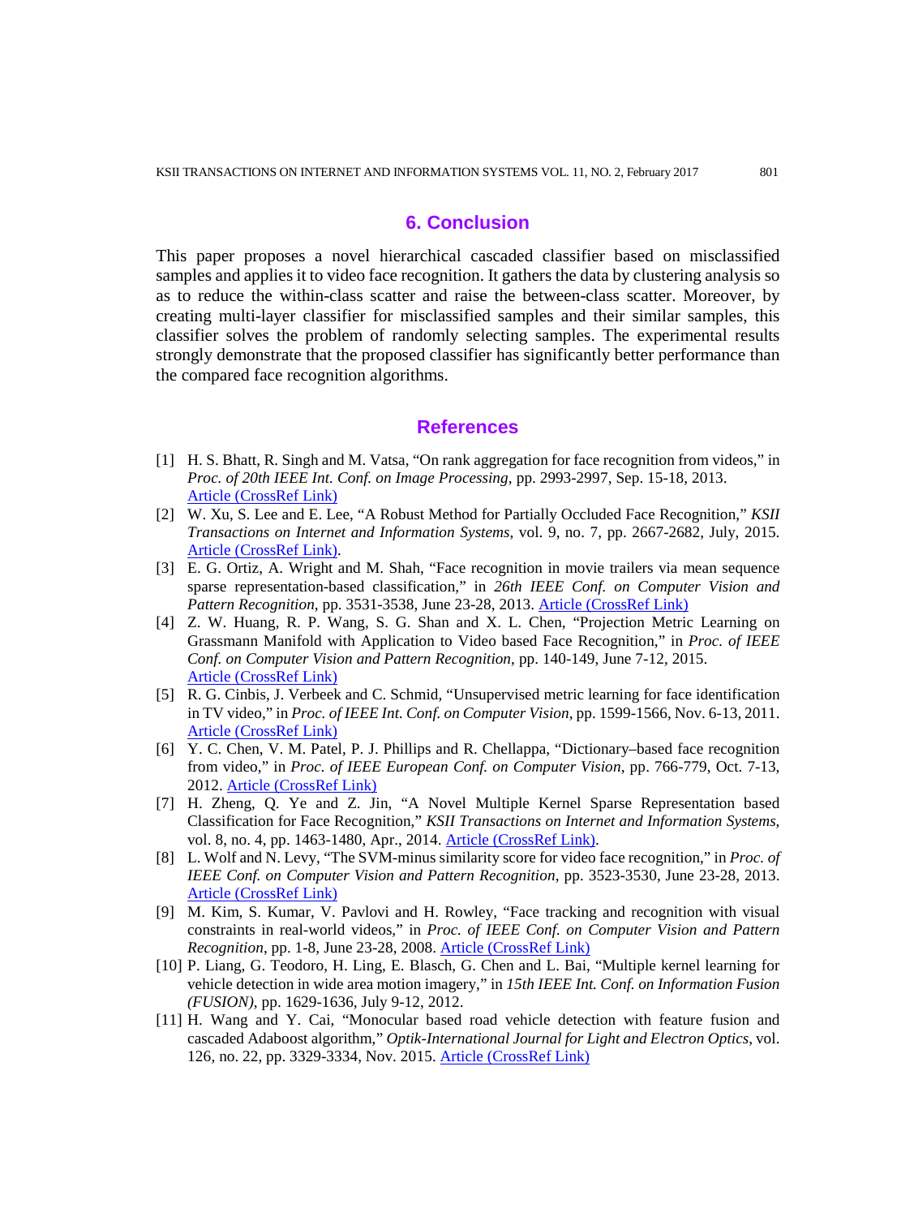## 6. Conclusion

This paper proposes a novel hierarchical cascaded classifier based on misclassified samples and applies it to video face recognition. It gathers the data by clustering analysis so as to reduce the within-class scatter and raise the between-class scatter. Moreover, by creating multi-layer classifier for misclassified samples and their similar samples, this classifier solves the problem of randomly selecting samples. The experimental results strongly demonstrate that the proposed classifier has significantly better performance than the compared face recognition algorithms.

## References

[1] H. S. Bhatt, R. Singh and M. Vatsa, "On rank aggregation for face recognition from videos," in *Proc. of 20th IEEE Int. Conf. on Image Processing*, pp. 2993-2997, Sep. 15-18, 2013. Article (CrossRef Link)

[2] W. Xu, S. Lee and E. Lee, "A Robust Method for Partially Occluded Face Recognition," *KSII Transactions on Internet and Information Systems*, vol. 9, no. 7, pp. 2667-2682, July, 2015. Article (CrossRef Link).

[3] E. G. Ortiz, A. Wright and M. Shah, "Face recognition in movie trailers via mean sequence sparse representation-based classification," in *26th IEEE Conf. on Computer Vision and Pattern Recognition*, pp. 3531-3538, June 23-28, 2013. Article (CrossRef Link)

[4] Z. W. Huang, R. P. Wang, S. G. Shan and X. L. Chen, "Projection Metric Learning on Grassmann Manifold with Application to Video based Face Recognition," in *Proc. of IEEE Conf. on Computer Vision and Pattern Recognition*, pp. 140-149, June 7-12, 2015. Article (CrossRef Link)

[5] R. G. Cinbis, J. Verbeek and C. Schmid, "Unsupervised metric learning for face identification in TV video," in *Proc. of IEEE Int. Conf. on Computer Vision*, pp. 1599-1566, Nov. 6-13, 2011. Article (CrossRef Link)

[6] Y. C. Chen, V. M. Patel, P. J. Phillips and R. Chellappa, "Dictionary–based face recognition from video," in *Proc. of IEEE European Conf. on Computer Vision*, pp. 766-779, Oct. 7-13, 2012. Article (CrossRef Link)

[7] H. Zheng, Q. Ye and Z. Jin, "A Novel Multiple Kernel Sparse Representation based Classification for Face Recognition," *KSII Transactions on Internet and Information Systems*, vol. 8, no. 4, pp. 1463-1480, Apr., 2014. Article (CrossRef Link).

[8] L. Wolf and N. Levy, "The SVM-minus similarity score for video face recognition," in *Proc. of IEEE Conf. on Computer Vision and Pattern Recognition*, pp. 3523-3530, June 23-28, 2013. Article (CrossRef Link)

[9] M. Kim, S. Kumar, V. Pavlovi and H. Rowley, "Face tracking and recognition with visual constraints in real-world videos," in *Proc. of IEEE Conf. on Computer Vision and Pattern Recognition*, pp. 1-8, June 23-28, 2008. Article (CrossRef Link)

[10] P. Liang, G. Teodoro, H. Ling, E. Blasch, G. Chen and L. Bai, "Multiple kernel learning for vehicle detection in wide area motion imagery," in *15th IEEE Int. Conf. on Information Fusion (FUSION)*, pp. 1629-1636, July 9-12, 2012.

[11] H. Wang and Y. Cai, "Monocular based road vehicle detection with feature fusion and cascaded Adaboost algorithm," *Optik-International Journal for Light and Electron Optics*, vol. 126, no. 22, pp. 3329-3334, Nov. 2015. Article (CrossRef Link)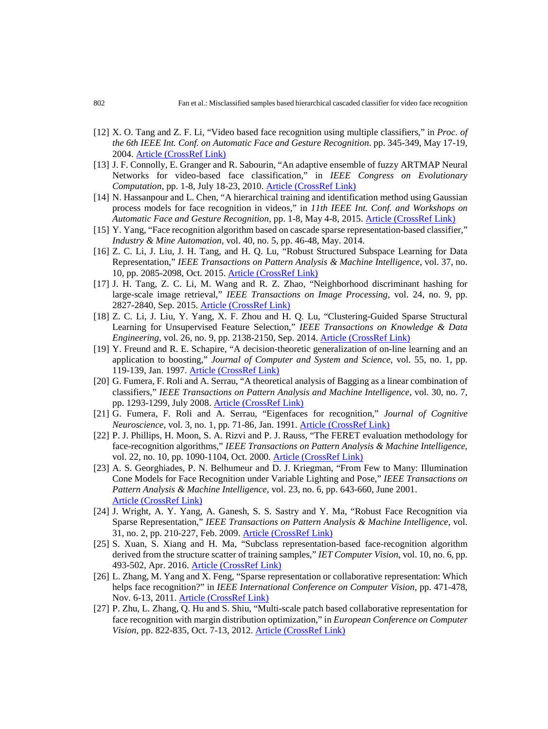[12] X. O. Tang and Z. F. Li, "Video based face recognition using multiple classifiers," in *Proc. of the 6th IEEE Int. Conf. on Automatic Face and Gesture Recognition*. pp. 345-349, May 17-19, 2004. Article (CrossRef Link)

[13] J. F. Connolly, E. Granger and R. Sabourin, "An adaptive ensemble of fuzzy ARTMAP Neural Networks for video-based face classification," in *IEEE Congress on Evolutionary Computation*, pp. 1-8, July 18-23, 2010. Article (CrossRef Link)

[14] N. Hassanpour and L. Chen, "A hierarchical training and identification method using Gaussian process models for face recognition in videos," in *11th IEEE Int. Conf. and Workshops on Automatic Face and Gesture Recognition*, pp. 1-8, May 4-8, 2015. Article (CrossRef Link)

[15] Y. Yang, "Face recognition algorithm based on cascade sparse representation-based classifier," *Industry & Mine Automation*, vol. 40, no. 5, pp. 46-48, May. 2014.

[16] Z. C. Li, J. Liu, J. H. Tang, and H. Q. Lu, "Robust Structured Subspace Learning for Data Representation," *IEEE Transactions on Pattern Analysis & Machine Intelligence*, vol. 37, no. 10, pp. 2085-2098, Oct. 2015. Article (CrossRef Link)

[17] J. H. Tang, Z. C. Li, M. Wang and R. Z. Zhao, "Neighborhood discriminant hashing for large-scale image retrieval," *IEEE Transactions on Image Processing*, vol. 24, no. 9, pp. 2827-2840, Sep. 2015. Article (CrossRef Link)

[18] Z. C. Li, J. Liu, Y. Yang, X. F. Zhou and H. Q. Lu, "Clustering-Guided Sparse Structural Learning for Unsupervised Feature Selection," *IEEE Transactions on Knowledge & Data Engineering*, vol. 26, no. 9, pp. 2138-2150, Sep. 2014. Article (CrossRef Link)

[19] Y. Freund and R. E. Schapire, "A decision-theoretic generalization of on-line learning and an application to boosting," *Journal of Computer and System and Science*, vol. 55, no. 1, pp. 119-139, Jan. 1997. Article (CrossRef Link)

[20] G. Fumera, F. Roli and A. Serrau, "A theoretical analysis of Bagging as a linear combination of classifiers," *IEEE Transactions on Pattern Analysis and Machine Intelligence*, vol. 30, no. 7, pp. 1293-1299, July 2008. Article (CrossRef Link)

[21] G. Fumera, F. Roli and A. Serrau, "Eigenfaces for recognition," *Journal of Cognitive Neuroscience*, vol. 3, no. 1, pp. 71-86, Jan. 1991. Article (CrossRef Link)

[22] P. J. Phillips, H. Moon, S. A. Rizvi and P. J. Rauss, "The FERET evaluation methodology for face-recognition algorithms," *IEEE Transactions on Pattern Analysis & Machine Intelligence*, vol. 22, no. 10, pp. 1090-1104, Oct. 2000. Article (CrossRef Link)

[23] A. S. Georghiades, P. N. Belhumeur and D. J. Kriegman, "From Few to Many: Illumination Cone Models for Face Recognition under Variable Lighting and Pose," *IEEE Transactions on Pattern Analysis & Machine Intelligence*, vol. 23, no. 6, pp. 643-660, June 2001. Article (CrossRef Link)

[24] J. Wright, A. Y. Yang, A. Ganesh, S. S. Sastry and Y. Ma, "Robust Face Recognition via Sparse Representation," *IEEE Transactions on Pattern Analysis & Machine Intelligence*, vol. 31, no. 2, pp. 210-227, Feb. 2009. Article (CrossRef Link)

[25] S. Xuan, S. Xiang and H. Ma, "Subclass representation-based face-recognition algorithm derived from the structure scatter of training samples," *IET Computer Vision*, vol. 10, no. 6, pp. 493-502, Apr. 2016. Article (CrossRef Link)

[26] L. Zhang, M. Yang and X. Feng, "Sparse representation or collaborative representation: Which helps face recognition?" in *IEEE International Conference on Computer Vision*, pp. 471-478, Nov. 6-13, 2011. Article (CrossRef Link)

[27] P. Zhu, L. Zhang, Q. Hu and S. Shiu, "Multi-scale patch based collaborative representation for face recognition with margin distribution optimization," in *European Conference on Computer Vision*, pp. 822-835, Oct. 7-13, 2012. Article (CrossRef Link)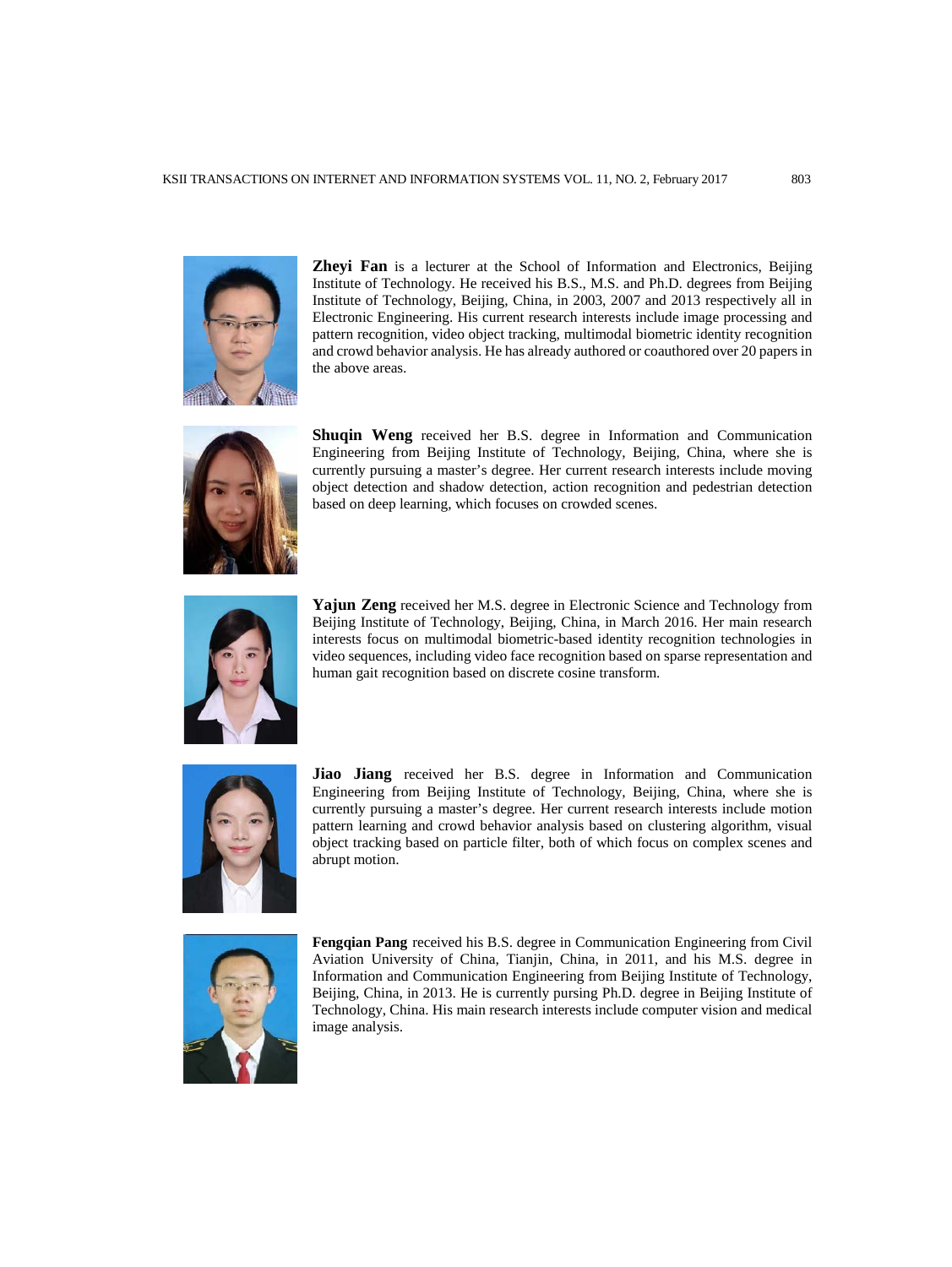**Zheyi Fan** is a lecturer at the School of Information and Electronics, Beijing Institute of Technology. He received his B.S., M.S. and Ph.D. degrees from Beijing Institute of Technology, Beijing, China, in 2003, 2007 and 2013 respectively all in Electronic Engineering. His current research interests include image processing and pattern recognition, video object tracking, multimodal biometric identity recognition and crowd behavior analysis. He has already authored or coauthored over 20 papers in the above areas.

**Shuqin Weng** received her B.S. degree in Information and Communication Engineering from Beijing Institute of Technology, Beijing, China, where she is currently pursuing a master's degree. Her current research interests include moving object detection and shadow detection, action recognition and pedestrian detection based on deep learning, which focuses on crowded scenes.

**Yajun Zeng** received her M.S. degree in Electronic Science and Technology from Beijing Institute of Technology, Beijing, China, in March 2016. Her main research interests focus on multimodal biometric-based identity recognition technologies in video sequences, including video face recognition based on sparse representation and human gait recognition based on discrete cosine transform.

**Jiao Jiang** received her B.S. degree in Information and Communication Engineering from Beijing Institute of Technology, Beijing, China, where she is currently pursuing a master's degree. Her current research interests include motion pattern learning and crowd behavior analysis based on clustering algorithm, visual object tracking based on particle filter, both of which focus on complex scenes and abrupt motion.

**Fengqian Pang** received his B.S. degree in Communication Engineering from Civil Aviation University of China, Tianjin, China, in 2011, and his M.S. degree in Information and Communication Engineering from Beijing Institute of Technology, Beijing, China, in 2013. He is currently pursing Ph.D. degree in Beijing Institute of Technology, China. His main research interests include computer vision and medical image analysis.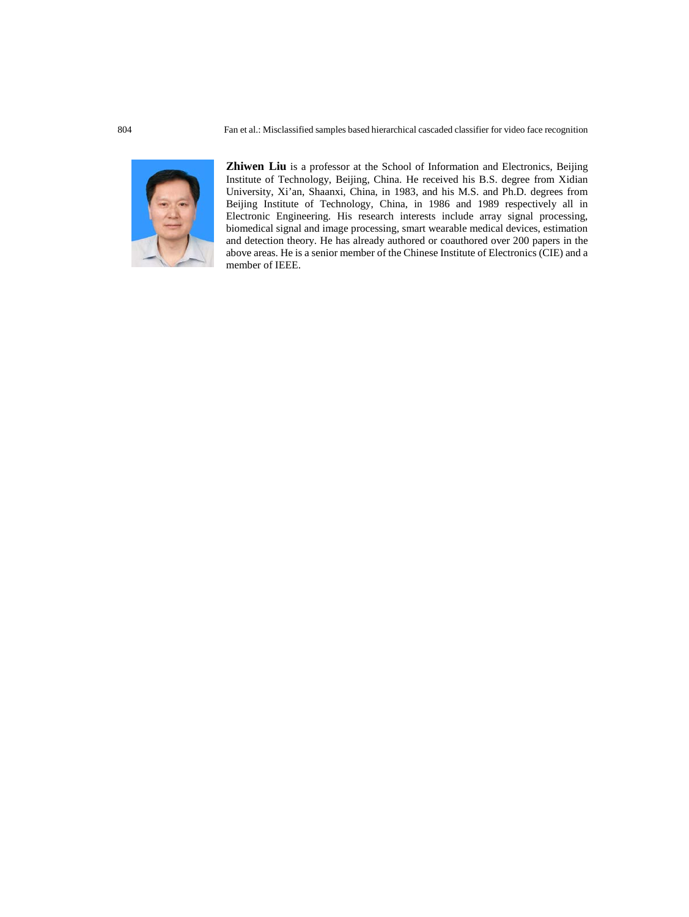**Zhiwen Liu** is a professor at the School of Information and Electronics, Beijing Institute of Technology, Beijing, China. He received his B.S. degree from Xidian University, Xi'an, Shaanxi, China, in 1983, and his M.S. and Ph.D. degrees from Beijing Institute of Technology, China, in 1986 and 1989 respectively all in Electronic Engineering. His research interests include array signal processing, biomedical signal and image processing, smart wearable medical devices, estimation and detection theory. He has already authored or coauthored over 200 papers in the above areas. He is a senior member of the Chinese Institute of Electronics (CIE) and a member of IEEE.